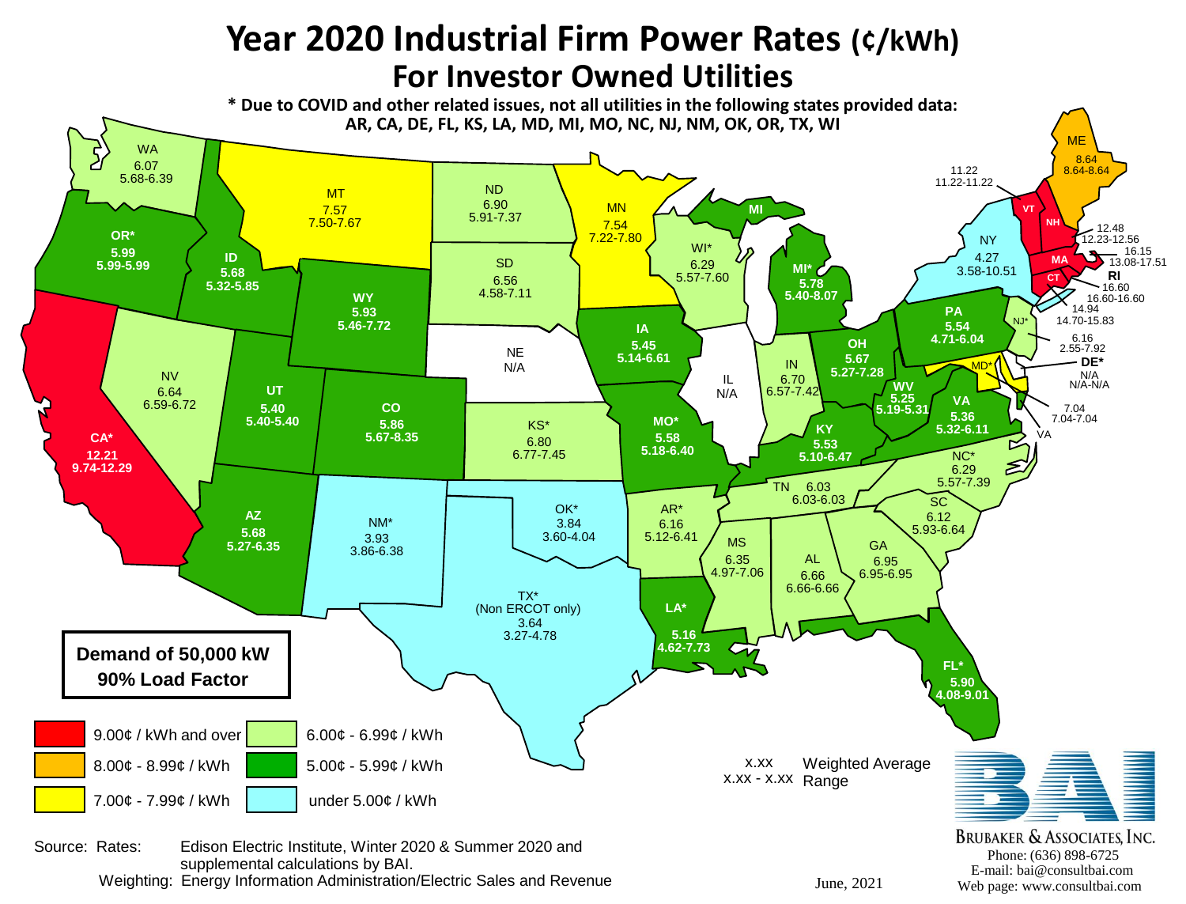# Year 2020 Industrial Firm Power Rates (¢/kWh)

## For Investor Owned Utilities

**\* Due to COVID and other related issues, not all utilities in the following states provided data: AR, CA, DE, FL, KS, LA, MD, MI, MO, NC, NJ, NM, OK, OR, TX, WI**

**Demand of 50,000 kW**
**90% Load Factor**

| State | Weighted Average | Range |
|---|---|---|
| WA | 6.07 | 5.68-6.39 |
| OR* | 5.99 | 5.99-5.99 |
| CA* | 12.21 | 9.74-12.29 |
| ID | 5.68 | 5.32-5.85 |
| MT | 7.57 | 7.50-7.67 |
| NV | 6.64 | 6.59-6.72 |
| UT | 5.40 | 5.40-5.40 |
| WY | 5.93 | 5.46-7.72 |
| AZ | 5.68 | 5.27-6.35 |
| CO | 5.86 | 5.67-8.35 |
| NM* | 3.93 | 3.86-6.38 |
| ND | 6.90 | 5.91-7.37 |
| SD | 6.56 | 4.58-7.11 |
| NE | N/A | |
| KS* | 6.80 | 6.77-7.45 |
| OK* | 3.84 | 3.60-4.04 |
| TX* (Non ERCOT only) | 3.64 | 3.27-4.78 |
| MN | 7.54 | 7.22-7.80 |
| IA | 5.45 | 5.14-6.61 |
| MO* | 5.58 | 5.18-6.40 |
| AR* | 6.16 | 5.12-6.41 |
| LA* | 5.16 | 4.62-7.73 |
| WI* | 6.29 | 5.57-7.60 |
| IL | N/A | |
| MI* | 5.78 | 5.40-8.07 |
| IN | 6.70 | 6.57-7.42 |
| OH | 5.67 | 5.27-7.28 |
| KY | 5.53 | 5.10-6.47 |
| TN | 6.03 | 6.03-6.03 |
| MS | 6.35 | 4.97-7.06 |
| AL | 6.66 | 6.66-6.66 |
| GA | 6.95 | 6.95-6.95 |
| FL* | 5.90 | 4.08-9.01 |
| SC | 6.12 | 5.93-6.64 |
| NC* | 6.29 | 5.57-7.39 |
| VA | 5.36 | 5.32-6.11 |
| WV | 5.25 | 5.19-5.31 |
| PA | 5.54 | 4.71-6.04 |
| NY | 4.27 | 3.58-10.51 |
| NJ* | 6.16 | 2.55-7.92 |
| DE* | N/A | N/A-N/A |
| MD* | 7.04 | 7.04-7.04 |
| VT | 11.22 | 11.22-11.22 |
| NH | 12.48 | 12.23-12.56 |
| MA | 16.15 | 13.08-17.51 |
| RI | 16.60 | 16.60-16.60 |
| CT | 14.94 | 14.70-15.83 |
| ME | 8.64 | 8.64-8.64 |

Legend:
- 9.00¢ / kWh and over
- 8.00¢ - 8.99¢ / kWh
- 7.00¢ - 7.99¢ / kWh
- 6.00¢ - 6.99¢ / kWh
- 5.00¢ - 5.99¢ / kWh
- under 5.00¢ / kWh

x.xx Weighted Average
x.xx - x.xx Range

Source: Rates: Edison Electric Institute, Winter 2020 & Summer 2020 and supplemental calculations by BAI.
Weighting: Energy Information Administration/Electric Sales and Revenue

June, 2021

BAI
Brubaker & Associates, Inc.
Phone: (636) 898-6725
E-mail: bai@consultbai.com
Web page: www.consultbai.com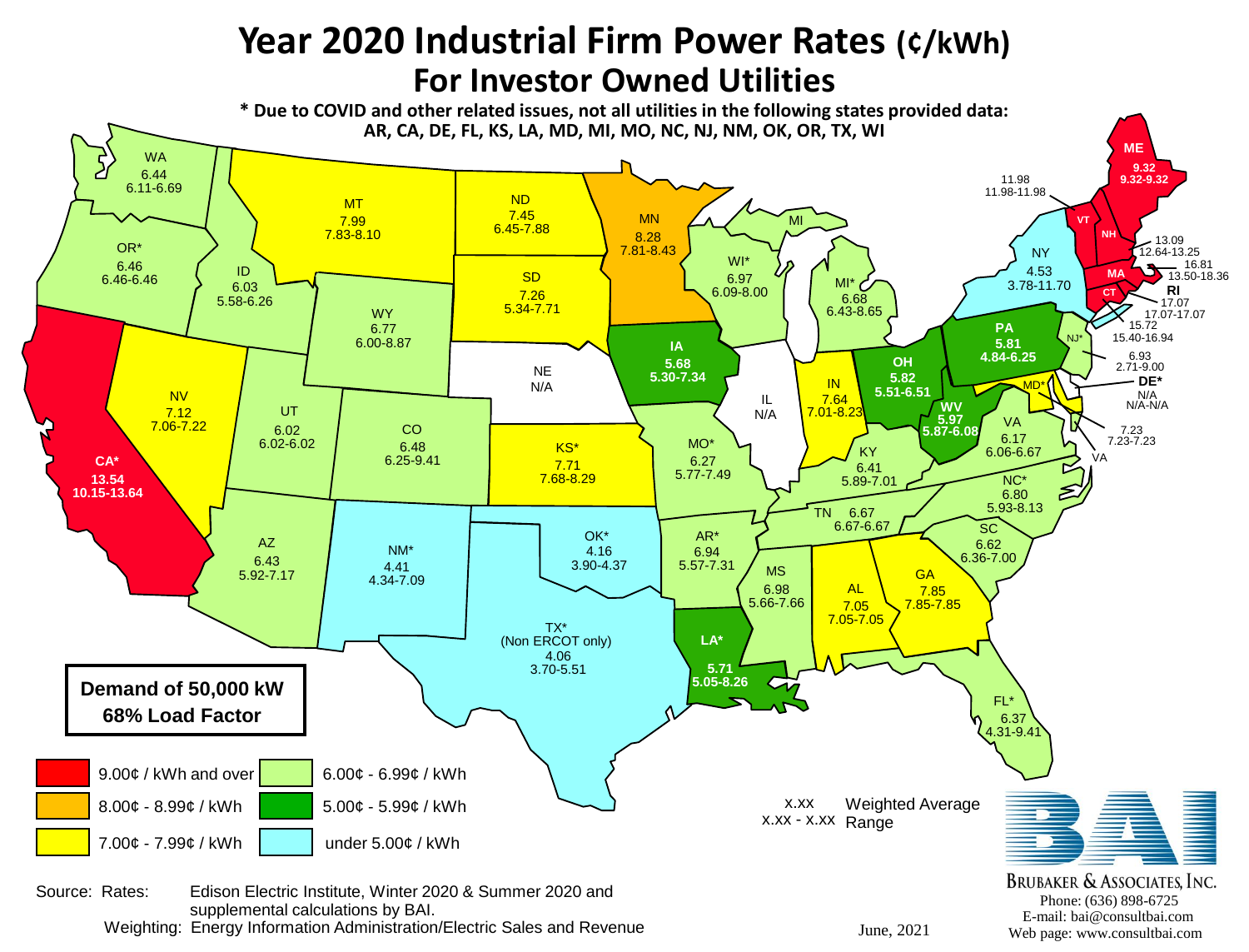# Year 2020 Industrial Firm Power Rates (¢/kWh)
## For Investor Owned Utilities

**\* Due to COVID and other related issues, not all utilities in the following states provided data: AR, CA, DE, FL, KS, LA, MD, MI, MO, NC, NJ, NM, OK, OR, TX, WI**

**Demand of 50,000 kW**
**68% Load Factor**

| State | Weighted Average | Range |
|---|---|---|
| WA | 6.44 | 6.11-6.69 |
| OR* | 6.46 | 6.46-6.46 |
| CA* | 13.54 | 10.15-13.64 |
| ID | 6.03 | 5.58-6.26 |
| NV | 7.12 | 7.06-7.22 |
| MT | 7.99 | 7.83-8.10 |
| WY | 6.77 | 6.00-8.87 |
| UT | 6.02 | 6.02-6.02 |
| AZ | 6.43 | 5.92-7.17 |
| CO | 6.48 | 6.25-9.41 |
| NM* | 4.41 | 4.34-7.09 |
| ND | 7.45 | 6.45-7.88 |
| SD | 7.26 | 5.34-7.71 |
| NE | N/A | |
| KS* | 7.71 | 7.68-8.29 |
| OK* | 4.16 | 3.90-4.37 |
| TX* (Non ERCOT only) | 4.06 | 3.70-5.51 |
| MN | 8.28 | 7.81-8.43 |
| IA | 5.68 | 5.30-7.34 |
| MO* | 6.27 | 5.77-7.49 |
| AR* | 6.94 | 5.57-7.31 |
| LA* | 5.71 | 5.05-8.26 |
| WI* | 6.97 | 6.09-8.00 |
| IL | N/A | |
| MI* | 6.68 | 6.43-8.65 |
| IN | 7.64 | 7.01-8.23 |
| OH | 5.82 | 5.51-6.51 |
| KY | 6.41 | 5.89-7.01 |
| TN | 6.67 | 6.67-6.67 |
| MS | 6.98 | 5.66-7.66 |
| AL | 7.05 | 7.05-7.05 |
| GA | 7.85 | 7.85-7.85 |
| FL* | 6.37 | 4.31-9.41 |
| SC | 6.62 | 6.36-7.00 |
| NC* | 6.80 | 5.93-8.13 |
| VA | 6.17 | 6.06-6.67 |
| WV | 5.97 | 5.87-6.08 |
| PA | 5.81 | 4.84-6.25 |
| NY | 4.53 | 3.78-11.70 |
| NJ* | 6.93 | 2.71-9.00 |
| DE* | N/A | N/A-N/A |
| MD* | 7.23 | 7.23-7.23 |
| VT | 11.98 | 11.98-11.98 |
| NH | 13.09 | 12.64-13.25 |
| ME | 9.32 | 9.32-9.32 |
| MA | 16.81 | 13.50-18.36 |
| RI | 17.07 | 17.07-17.07 |
| CT | 15.72 | 15.40-16.94 |

Legend:
- 9.00¢ / kWh and over
- 8.00¢ - 8.99¢ / kWh
- 7.00¢ - 7.99¢ / kWh
- 6.00¢ - 6.99¢ / kWh
- 5.00¢ - 5.99¢ / kWh
- under 5.00¢ / kWh

x.xx Weighted Average
x.xx - x.xx Range

Source: Rates: Edison Electric Institute, Winter 2020 & Summer 2020 and supplemental calculations by BAI.
Weighting: Energy Information Administration/Electric Sales and Revenue

June, 2021

BRUBAKER & ASSOCIATES, INC.
Phone: (636) 898-6725
E-mail: bai@consultbai.com
Web page: www.consultbai.com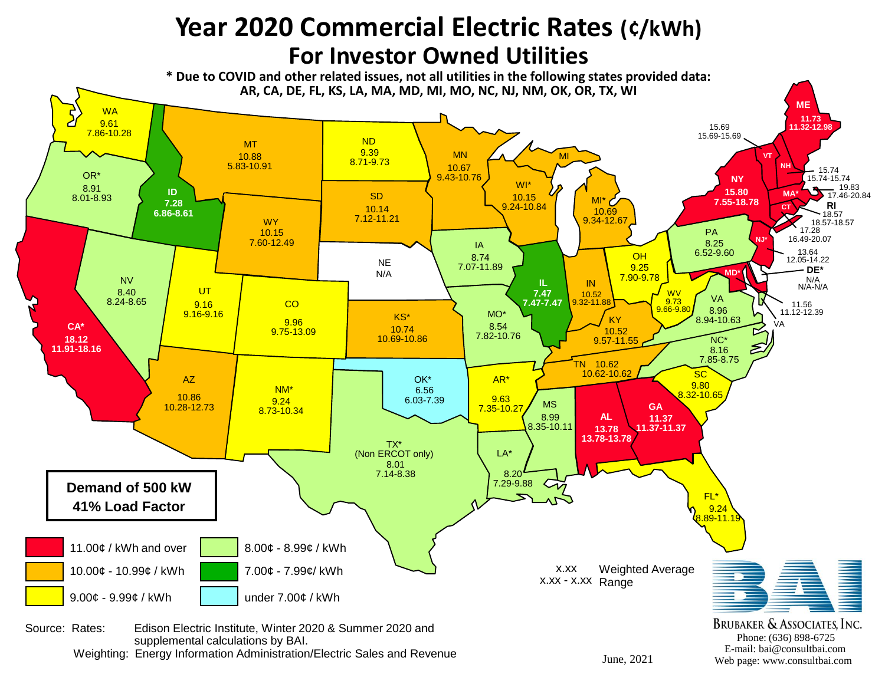# Year 2020 Commercial Electric Rates (¢/kWh)

## For Investor Owned Utilities

**\* Due to COVID and other related issues, not all utilities in the following states provided data: AR, CA, DE, FL, KS, LA, MA, MD, MI, MO, NC, NJ, NM, OK, OR, TX, WI**

| State | Weighted Average | Range |
|---|---|---|
| WA | 9.61 | 7.86-10.28 |
| OR* | 8.91 | 8.01-8.93 |
| CA* | 18.12 | 11.91-18.16 |
| ID | 7.28 | 6.86-8.61 |
| NV | 8.40 | 8.24-8.65 |
| MT | 10.88 | 5.83-10.91 |
| WY | 10.15 | 7.60-12.49 |
| UT | 9.16 | 9.16-9.16 |
| AZ | 10.86 | 10.28-12.73 |
| CO | 9.96 | 9.75-13.09 |
| NM* | 9.24 | 8.73-10.34 |
| ND | 9.39 | 8.71-9.73 |
| SD | 10.14 | 7.12-11.21 |
| NE | N/A | |
| KS* | 10.74 | 10.69-10.86 |
| OK* | 6.56 | 6.03-7.39 |
| TX* (Non ERCOT only) | 8.01 | 7.14-8.38 |
| MN | 10.67 | 9.43-10.76 |
| IA | 8.74 | 7.07-11.89 |
| MO* | 8.54 | 7.82-10.76 |
| AR* | 9.63 | 7.35-10.27 |
| LA* | 8.20 | 7.29-9.88 |
| WI* | 10.15 | 9.24-10.84 |
| IL | 7.47 | 7.47-7.47 |
| MI* | 10.69 | 9.34-12.67 |
| IN | 10.52 | 9.32-11.88 |
| OH | 9.25 | 7.90-9.78 |
| KY | 10.52 | 9.57-11.55 |
| TN | 10.62 | 10.62-10.62 |
| MS | 8.99 | 8.35-10.11 |
| AL | 13.78 | 13.78-13.78 |
| GA | 11.37 | 11.37-11.37 |
| FL* | 9.24 | 8.89-11.19 |
| SC | 9.80 | 8.32-10.65 |
| NC* | 8.16 | 7.85-8.75 |
| VA | 8.96 | 8.94-10.63 |
| WV | 9.73 | 9.66-9.80 |
| PA | 8.25 | 6.52-9.60 |
| NY | 15.80 | 7.55-18.78 |
| VT | 15.69 | 15.69-15.69 |
| NH | 15.74 | 15.74-15.74 |
| ME | 11.73 | 11.32-12.98 |
| MA* | 19.83 | 17.46-20.84 |
| RI | 18.57 | 18.57-18.57 |
| CT | 17.28 | 16.49-20.07 |
| NJ* | 13.64 | 12.05-14.22 |
| DE* | N/A | N/A-N/A |
| MD* | 11.56 | 11.12-12.39 |

**Demand of 500 kW**
**41% Load Factor**

Legend:
- 11.00¢ / kWh and over
- 10.00¢ - 10.99¢ / kWh
- 9.00¢ - 9.99¢ / kWh
- 8.00¢ - 8.99¢ / kWh
- 7.00¢ - 7.99¢/ kWh
- under 7.00¢ / kWh

x.xx Weighted Average
x.xx - x.xx Range

Source: Rates: Edison Electric Institute, Winter 2020 & Summer 2020 and supplemental calculations by BAI.
Weighting: Energy Information Administration/Electric Sales and Revenue

June, 2021

BRUBAKER & ASSOCIATES, INC.
Phone: (636) 898-6725
E-mail: bai@consultbai.com
Web page: www.consultbai.com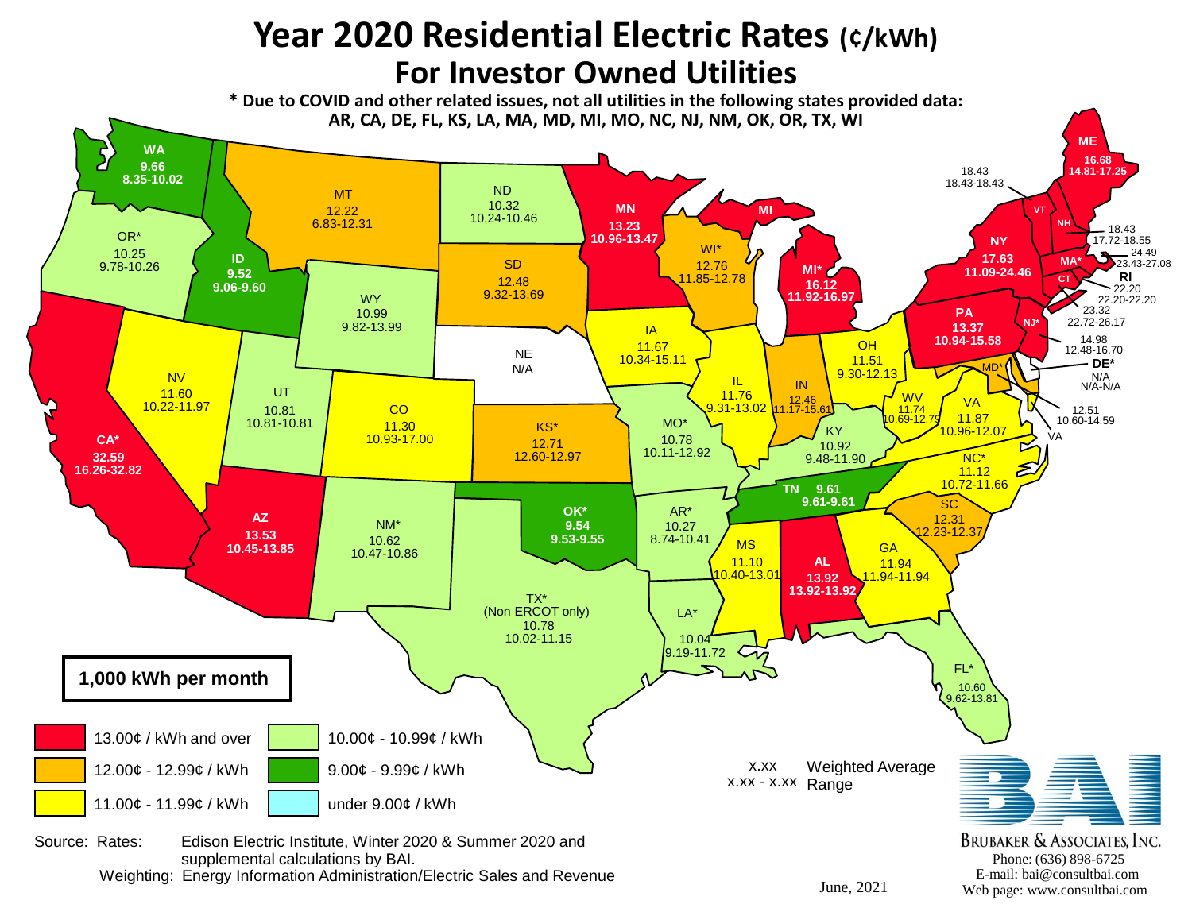# Year 2020 Residential Electric Rates (¢/kWh) For Investor Owned Utilities

**\* Due to COVID and other related issues, not all utilities in the following states provided data: AR, CA, DE, FL, KS, LA, MA, MD, MI, MO, NC, NJ, NM, OK, OR, TX, WI**

WA 9.66 8.35-10.02
OR* 10.25 9.78-10.26
ID 9.52 9.06-9.60
MT 12.22 6.83-12.31
ND 10.32 10.24-10.46
MN 13.23 10.96-13.47
MI
ME 16.68 14.81-17.25
18.43 18.43-18.43
VT
NH 18.43 17.72-18.55
MA* 24.49 23.43-27.08
RI 22.20 22.20-22.20
CT 23.32 22.72-26.17
NY 17.63 11.09-24.46
NJ* 14.98 12.48-16.70
DE* N/A N/A-N/A
MD* 12.51 10.60-14.59
VA
SD 12.48 9.32-13.69
WI* 12.76 11.85-12.78
MI* 16.12 11.92-16.97
PA 13.37 10.94-15.58
CA* 32.59 16.26-32.82
NV 11.60 10.22-11.97
UT 10.81 10.81-10.81
WY 10.99 9.82-13.99
NE N/A
IA 11.67 10.34-15.11
IL 11.76 9.31-13.02
IN 12.46 11.17-15.61
OH 11.51 9.30-12.13
WV 11.74 10.69-12.79
VA 11.87 10.96-12.07
CO 11.30 10.93-17.00
KS* 12.71 12.60-12.97
MO* 10.78 10.11-12.92
KY 10.92 9.48-11.90
NC* 11.12 10.72-11.66
TN 9.61 9.61-9.61
AZ 13.53 10.45-13.85
NM* 10.62 10.47-10.86
OK* 9.54 9.53-9.55
AR* 10.27 8.74-10.41
SC 12.31 12.23-12.37
MS 11.10 10.40-13.01
AL 13.92 13.92-13.92
GA 11.94 11.94-11.94
TX* (Non ERCOT only) 10.78 10.02-11.15
LA* 10.04 9.19-11.72
FL* 10.60 9.62-13.81

**1,000 kWh per month**

13.00¢ / kWh and over
12.00¢ - 12.99¢ / kWh
11.00¢ - 11.99¢ / kWh
10.00¢ - 10.99¢ / kWh
9.00¢ - 9.99¢ / kWh
under 9.00¢ / kWh

x.xx Weighted Average
x.xx - x.xx Range

Source: Rates: Edison Electric Institute, Winter 2020 & Summer 2020 and supplemental calculations by BAI.
Weighting: Energy Information Administration/Electric Sales and Revenue

June, 2021

BAI
BRUBAKER & ASSOCIATES, INC.
Phone: (636) 898-6725
E-mail: bai@consultbai.com
Web page: www.consultbai.com